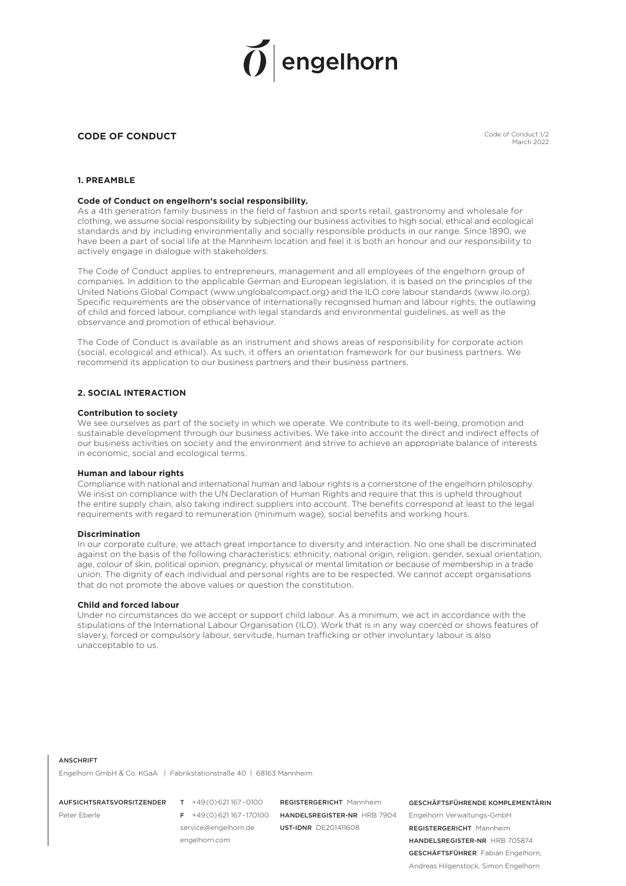# CODE OF CONDUCT

Code of Conduct 1/2
March 2022

## 1. PREAMBLE

**Code of Conduct on engelhorn's social responsibility.**
As a 4th generation family business in the field of fashion and sports retail, gastronomy and wholesale for clothing, we assume social responsibility by subjecting our business activities to high social, ethical and ecological standards and by including environmentally and socially responsible products in our range. Since 1890, we have been a part of social life at the Mannheim location and feel it is both an honour and our responsibility to actively engage in dialogue with stakeholders.

The Code of Conduct applies to entrepreneurs, management and all employees of the engelhorn group of companies. In addition to the applicable German and European legislation, it is based on the principles of the United Nations Global Compact (www.unglobalcompact.org) and the ILO core labour standards (www.ilo.org). Specific requirements are the observance of internationally recognised human and labour rights, the outlawing of child and forced labour, compliance with legal standards and environmental guidelines, as well as the observance and promotion of ethical behaviour.

The Code of Conduct is available as an instrument and shows areas of responsibility for corporate action (social, ecological and ethical). As such, it offers an orientation framework for our business partners. We recommend its application to our business partners and their business partners.

## 2. SOCIAL INTERACTION

**Contribution to society**
We see ourselves as part of the society in which we operate. We contribute to its well-being, promotion and sustainable development through our business activities. We take into account the direct and indirect effects of our business activities on society and the environment and strive to achieve an appropriate balance of interests in economic, social and ecological terms.

**Human and labour rights**
Compliance with national and international human and labour rights is a cornerstone of the engelhorn philosophy. We insist on compliance with the UN Declaration of Human Rights and require that this is upheld throughout the entire supply chain, also taking indirect suppliers into account. The benefits correspond at least to the legal requirements with regard to remuneration (minimum wage), social benefits and working hours.

**Discrimination**
In our corporate culture, we attach great importance to diversity and interaction. No one shall be discriminated against on the basis of the following characteristics: ethnicity, national origin, religion, gender, sexual orientation, age, colour of skin, political opinion, pregnancy, physical or mental limitation or because of membership in a trade union. The dignity of each individual and personal rights are to be respected. We cannot accept organisations that do not promote the above values or question the constitution.

**Child and forced labour**
Under no circumstances do we accept or support child labour. As a minimum, we act in accordance with the stipulations of the International Labour Organisation (ILO). Work that is in any way coerced or shows features of slavery, forced or compulsory labour, servitude, human trafficking or other involuntary labour is also unacceptable to us.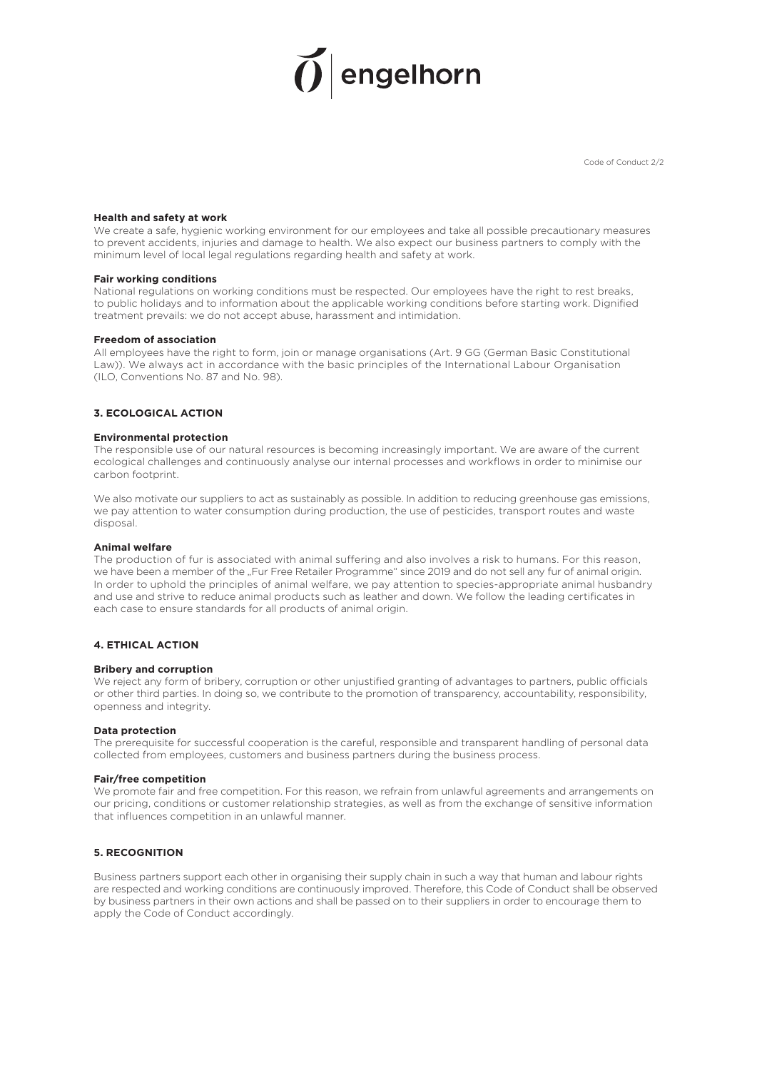### Health and safety at work

We create a safe, hygienic working environment for our employees and take all possible precautionary measures to prevent accidents, injuries and damage to health. We also expect our business partners to comply with the minimum level of local legal regulations regarding health and safety at work.

### Fair working conditions

National regulations on working conditions must be respected. Our employees have the right to rest breaks, to public holidays and to information about the applicable working conditions before starting work. Dignified treatment prevails: we do not accept abuse, harassment and intimidation.

### Freedom of association

All employees have the right to form, join or manage organisations (Art. 9 GG (German Basic Constitutional Law)). We always act in accordance with the basic principles of the International Labour Organisation (ILO, Conventions No. 87 and No. 98).

## 3. ECOLOGICAL ACTION

### Environmental protection

The responsible use of our natural resources is becoming increasingly important. We are aware of the current ecological challenges and continuously analyse our internal processes and workflows in order to minimise our carbon footprint.

We also motivate our suppliers to act as sustainably as possible. In addition to reducing greenhouse gas emissions, we pay attention to water consumption during production, the use of pesticides, transport routes and waste disposal.

### Animal welfare

The production of fur is associated with animal suffering and also involves a risk to humans. For this reason, we have been a member of the „Fur Free Retailer Programme" since 2019 and do not sell any fur of animal origin. In order to uphold the principles of animal welfare, we pay attention to species-appropriate animal husbandry and use and strive to reduce animal products such as leather and down. We follow the leading certificates in each case to ensure standards for all products of animal origin.

## 4. ETHICAL ACTION

### Bribery and corruption

We reject any form of bribery, corruption or other unjustified granting of advantages to partners, public officials or other third parties. In doing so, we contribute to the promotion of transparency, accountability, responsibility, openness and integrity.

### Data protection

The prerequisite for successful cooperation is the careful, responsible and transparent handling of personal data collected from employees, customers and business partners during the business process.

### Fair/free competition

We promote fair and free competition. For this reason, we refrain from unlawful agreements and arrangements on our pricing, conditions or customer relationship strategies, as well as from the exchange of sensitive information that influences competition in an unlawful manner.

## 5. RECOGNITION

Business partners support each other in organising their supply chain in such a way that human and labour rights are respected and working conditions are continuously improved. Therefore, this Code of Conduct shall be observed by business partners in their own actions and shall be passed on to their suppliers in order to encourage them to apply the Code of Conduct accordingly.